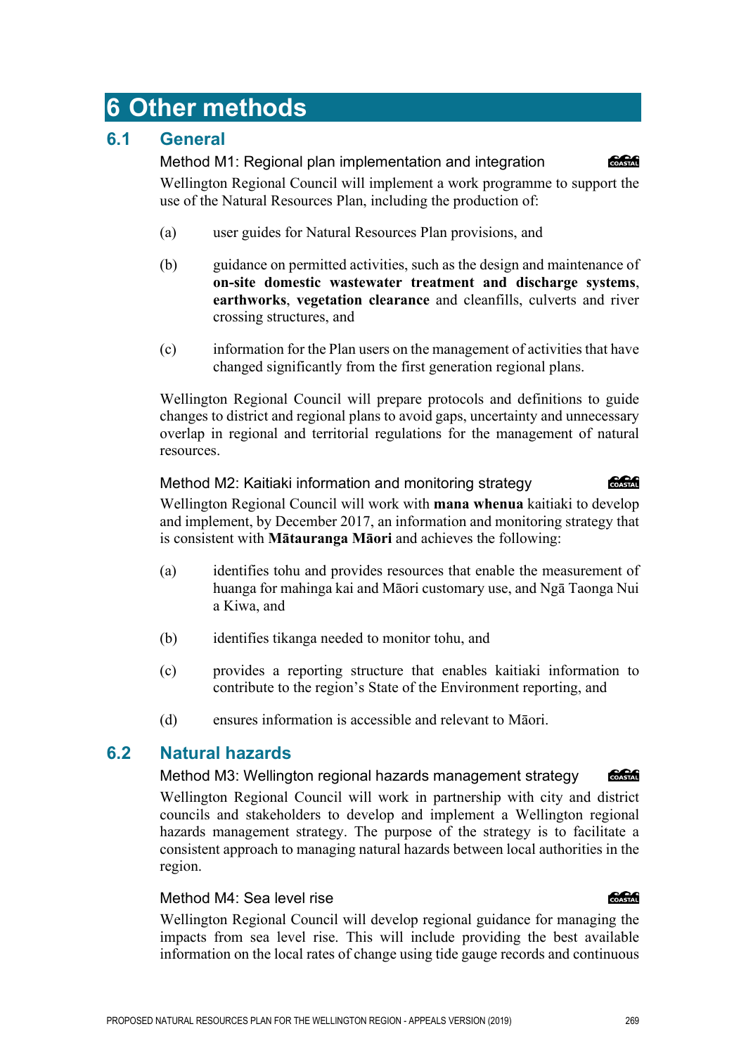# 6 Other methods

## 6.1 General

### Method M1: Regional plan implementation and integration

Wellington Regional Council will implement a work programme to support the use of the Natural Resources Plan, including the production of:

(a) user guides for Natural Resources Plan provisions, and

(b) guidance on permitted activities, such as the design and maintenance of **on-site domestic wastewater treatment and discharge systems**, **earthworks**, **vegetation clearance** and cleanfills, culverts and river crossing structures, and

(c) information for the Plan users on the management of activities that have changed significantly from the first generation regional plans.

Wellington Regional Council will prepare protocols and definitions to guide changes to district and regional plans to avoid gaps, uncertainty and unnecessary overlap in regional and territorial regulations for the management of natural resources.

### Method M2: Kaitiaki information and monitoring strategy

Wellington Regional Council will work with **mana whenua** kaitiaki to develop and implement, by December 2017, an information and monitoring strategy that is consistent with **Mātauranga Māori** and achieves the following:

(a) identifies tohu and provides resources that enable the measurement of huanga for mahinga kai and Māori customary use, and Ngā Taonga Nui a Kiwa, and

(b) identifies tikanga needed to monitor tohu, and

(c) provides a reporting structure that enables kaitiaki information to contribute to the region's State of the Environment reporting, and

(d) ensures information is accessible and relevant to Māori.

## 6.2 Natural hazards

### Method M3: Wellington regional hazards management strategy

Wellington Regional Council will work in partnership with city and district councils and stakeholders to develop and implement a Wellington regional hazards management strategy. The purpose of the strategy is to facilitate a consistent approach to managing natural hazards between local authorities in the region.

### Method M4: Sea level rise

Wellington Regional Council will develop regional guidance for managing the impacts from sea level rise. This will include providing the best available information on the local rates of change using tide gauge records and continuous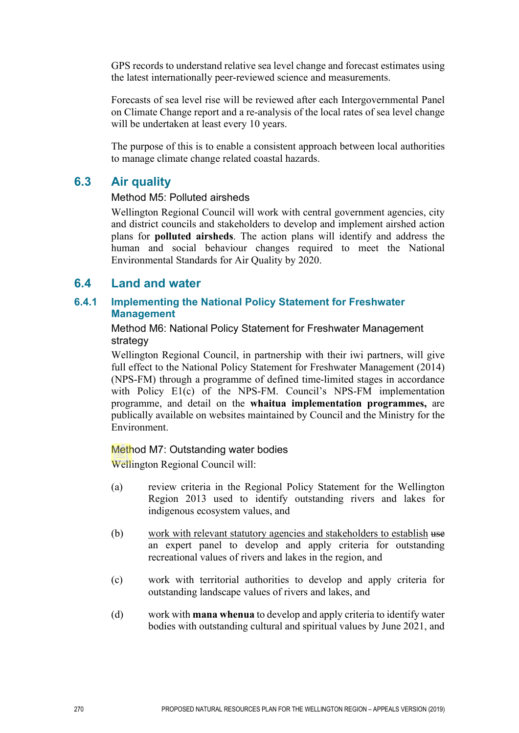GPS records to understand relative sea level change and forecast estimates using the latest internationally peer-reviewed science and measurements.

Forecasts of sea level rise will be reviewed after each Intergovernmental Panel on Climate Change report and a re-analysis of the local rates of sea level change will be undertaken at least every 10 years.

The purpose of this is to enable a consistent approach between local authorities to manage climate change related coastal hazards.

## 6.3 Air quality

Method M5: Polluted airsheds

Wellington Regional Council will work with central government agencies, city and district councils and stakeholders to develop and implement airshed action plans for **polluted airsheds**. The action plans will identify and address the human and social behaviour changes required to meet the National Environmental Standards for Air Quality by 2020.

## 6.4 Land and water

### 6.4.1 Implementing the National Policy Statement for Freshwater Management

Method M6: National Policy Statement for Freshwater Management strategy

Wellington Regional Council, in partnership with their iwi partners, will give full effect to the National Policy Statement for Freshwater Management (2014) (NPS-FM) through a programme of defined time-limited stages in accordance with Policy E1(c) of the NPS-FM. Council's NPS-FM implementation programme, and detail on the **whaitua implementation programmes,** are publically available on websites maintained by Council and the Ministry for the Environment.

Method M7: Outstanding water bodies

Wellington Regional Council will:

(a) review criteria in the Regional Policy Statement for the Wellington Region 2013 used to identify outstanding rivers and lakes for indigenous ecosystem values, and

(b) <u>work with relevant statutory agencies and stakeholders to establish</u> ~~use~~ an expert panel to develop and apply criteria for outstanding recreational values of rivers and lakes in the region, and

(c) work with territorial authorities to develop and apply criteria for outstanding landscape values of rivers and lakes, and

(d) work with **mana whenua** to develop and apply criteria to identify water bodies with outstanding cultural and spiritual values by June 2021, and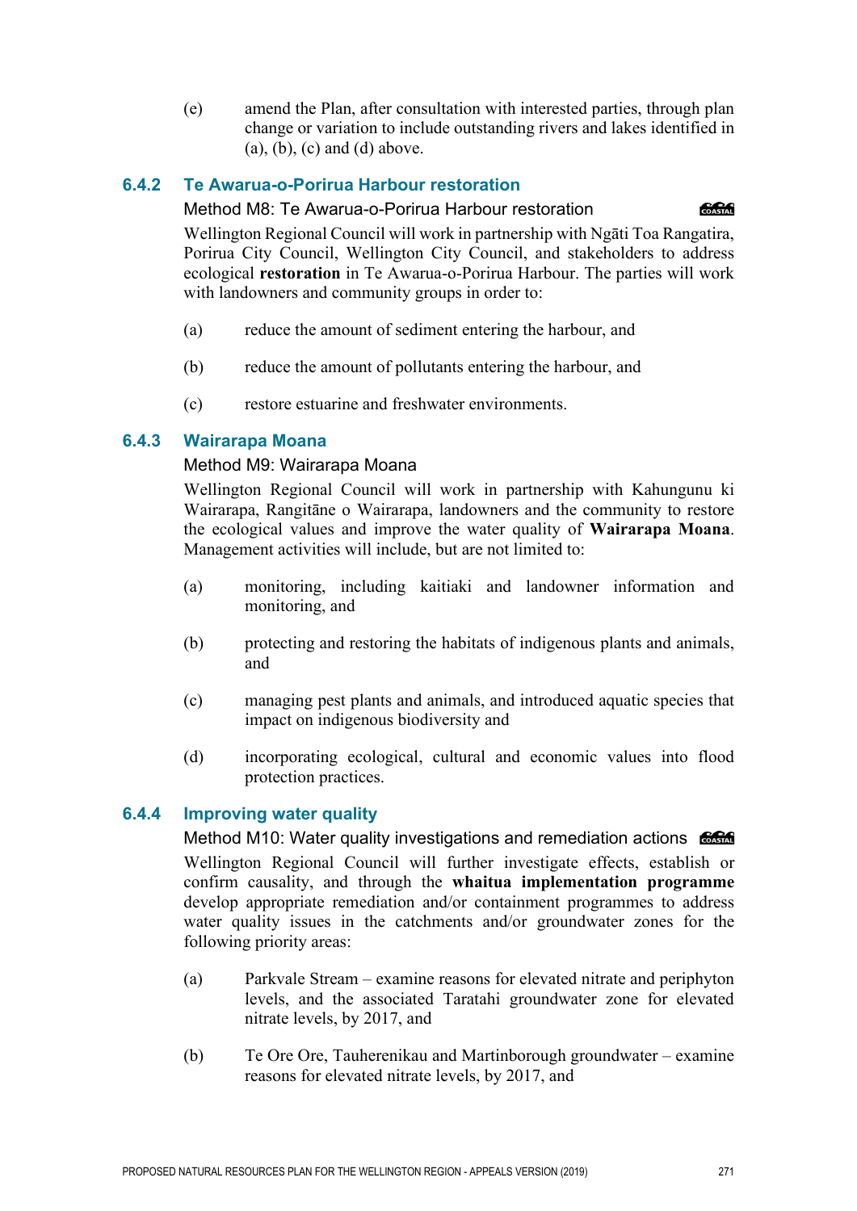(e) amend the Plan, after consultation with interested parties, through plan change or variation to include outstanding rivers and lakes identified in (a), (b), (c) and (d) above.

### 6.4.2 Te Awarua-o-Porirua Harbour restoration

#### Method M8: Te Awarua-o-Porirua Harbour restoration

COASTAL

Wellington Regional Council will work in partnership with Ngāti Toa Rangatira, Porirua City Council, Wellington City Council, and stakeholders to address ecological **restoration** in Te Awarua-o-Porirua Harbour. The parties will work with landowners and community groups in order to:

(a) reduce the amount of sediment entering the harbour, and

(b) reduce the amount of pollutants entering the harbour, and

(c) restore estuarine and freshwater environments.

### 6.4.3 Wairarapa Moana

#### Method M9: Wairarapa Moana

Wellington Regional Council will work in partnership with Kahungunu ki Wairarapa, Rangitāne o Wairarapa, landowners and the community to restore the ecological values and improve the water quality of **Wairarapa Moana**. Management activities will include, but are not limited to:

(a) monitoring, including kaitiaki and landowner information and monitoring, and

(b) protecting and restoring the habitats of indigenous plants and animals, and

(c) managing pest plants and animals, and introduced aquatic species that impact on indigenous biodiversity and

(d) incorporating ecological, cultural and economic values into flood protection practices.

### 6.4.4 Improving water quality

#### Method M10: Water quality investigations and remediation actions

COASTAL

Wellington Regional Council will further investigate effects, establish or confirm causality, and through the **whaitua implementation programme** develop appropriate remediation and/or containment programmes to address water quality issues in the catchments and/or groundwater zones for the following priority areas:

(a) Parkvale Stream – examine reasons for elevated nitrate and periphyton levels, and the associated Taratahi groundwater zone for elevated nitrate levels, by 2017, and

(b) Te Ore Ore, Tauherenikau and Martinborough groundwater – examine reasons for elevated nitrate levels, by 2017, and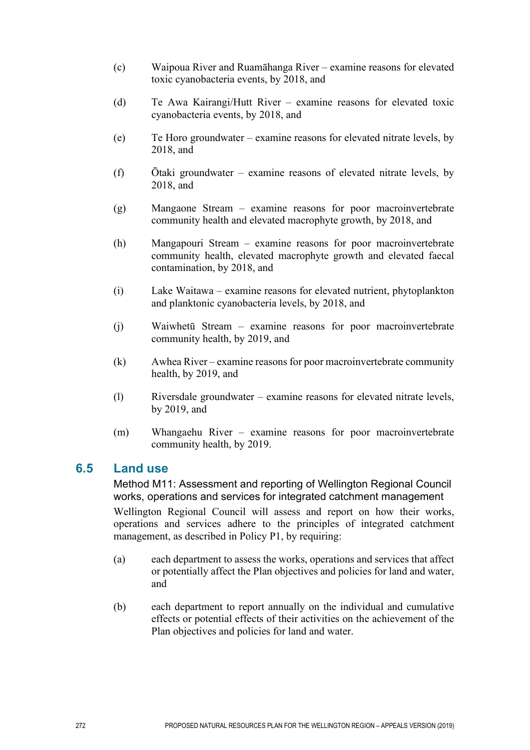(c) Waipoua River and Ruamāhanga River – examine reasons for elevated toxic cyanobacteria events, by 2018, and

(d) Te Awa Kairangi/Hutt River – examine reasons for elevated toxic cyanobacteria events, by 2018, and

(e) Te Horo groundwater – examine reasons for elevated nitrate levels, by 2018, and

(f) Ōtaki groundwater – examine reasons of elevated nitrate levels, by 2018, and

(g) Mangaone Stream – examine reasons for poor macroinvertebrate community health and elevated macrophyte growth, by 2018, and

(h) Mangapouri Stream – examine reasons for poor macroinvertebrate community health, elevated macrophyte growth and elevated faecal contamination, by 2018, and

(i) Lake Waitawa – examine reasons for elevated nutrient, phytoplankton and planktonic cyanobacteria levels, by 2018, and

(j) Waiwhetū Stream – examine reasons for poor macroinvertebrate community health, by 2019, and

(k) Awhea River – examine reasons for poor macroinvertebrate community health, by 2019, and

(l) Riversdale groundwater – examine reasons for elevated nitrate levels, by 2019, and

(m) Whangaehu River – examine reasons for poor macroinvertebrate community health, by 2019.

## 6.5 Land use

### Method M11: Assessment and reporting of Wellington Regional Council works, operations and services for integrated catchment management

Wellington Regional Council will assess and report on how their works, operations and services adhere to the principles of integrated catchment management, as described in Policy P1, by requiring:

(a) each department to assess the works, operations and services that affect or potentially affect the Plan objectives and policies for land and water, and

(b) each department to report annually on the individual and cumulative effects or potential effects of their activities on the achievement of the Plan objectives and policies for land and water.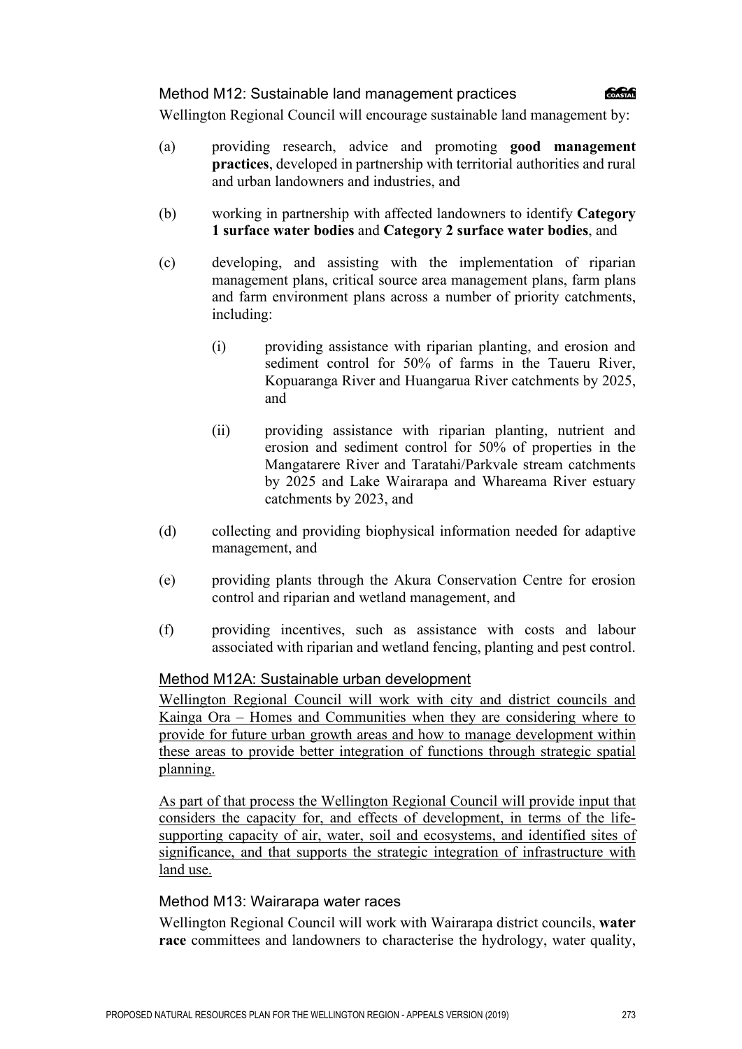### Method M12: Sustainable land management practices

Wellington Regional Council will encourage sustainable land management by:

(a) providing research, advice and promoting **good management practices**, developed in partnership with territorial authorities and rural and urban landowners and industries, and

(b) working in partnership with affected landowners to identify **Category 1 surface water bodies** and **Category 2 surface water bodies**, and

(c) developing, and assisting with the implementation of riparian management plans, critical source area management plans, farm plans and farm environment plans across a number of priority catchments, including:

  (i) providing assistance with riparian planting, and erosion and sediment control for 50% of farms in the Taueru River, Kopuaranga River and Huangarua River catchments by 2025, and

  (ii) providing assistance with riparian planting, nutrient and erosion and sediment control for 50% of properties in the Mangatarere River and Taratahi/Parkvale stream catchments by 2025 and Lake Wairarapa and Whareama River estuary catchments by 2023, and

(d) collecting and providing biophysical information needed for adaptive management, and

(e) providing plants through the Akura Conservation Centre for erosion control and riparian and wetland management, and

(f) providing incentives, such as assistance with costs and labour associated with riparian and wetland fencing, planting and pest control.

### <u>Method M12A: Sustainable urban development</u>

<u>Wellington Regional Council will work with city and district councils and Kainga Ora – Homes and Communities when they are considering where to provide for future urban growth areas and how to manage development within these areas to provide better integration of functions through strategic spatial planning.</u>

<u>As part of that process the Wellington Regional Council will provide input that considers the capacity for, and effects of development, in terms of the life-supporting capacity of air, water, soil and ecosystems, and identified sites of significance, and that supports the strategic integration of infrastructure with land use.</u>

### Method M13: Wairarapa water races

Wellington Regional Council will work with Wairarapa district councils, **water race** committees and landowners to characterise the hydrology, water quality,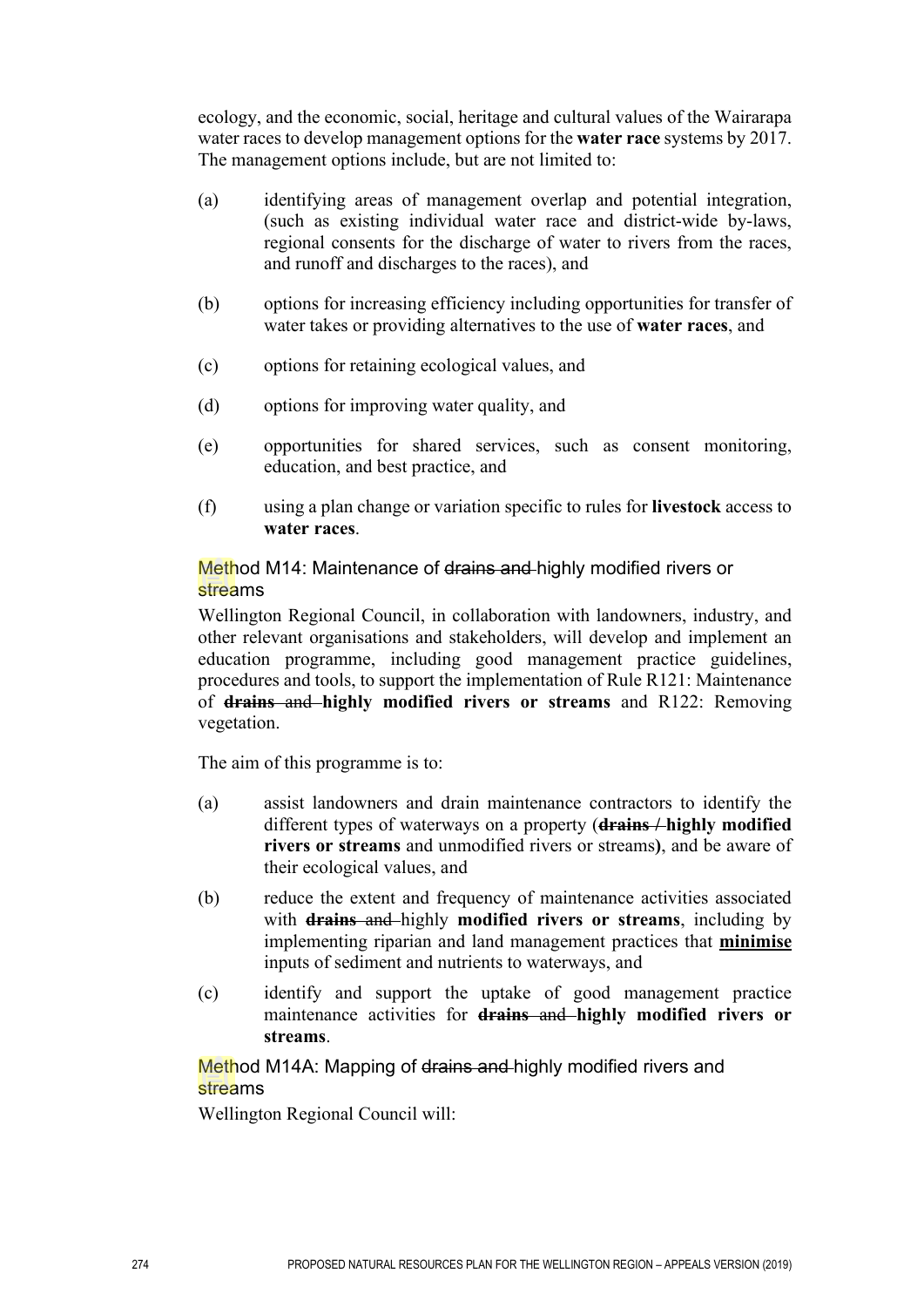ecology, and the economic, social, heritage and cultural values of the Wairarapa water races to develop management options for the **water race** systems by 2017. The management options include, but are not limited to:

(a) identifying areas of management overlap and potential integration, (such as existing individual water race and district-wide by-laws, regional consents for the discharge of water to rivers from the races, and runoff and discharges to the races), and

(b) options for increasing efficiency including opportunities for transfer of water takes or providing alternatives to the use of **water races**, and

(c) options for retaining ecological values, and

(d) options for improving water quality, and

(e) opportunities for shared services, such as consent monitoring, education, and best practice, and

(f) using a plan change or variation specific to rules for **livestock** access to **water races**.

### Method M14: Maintenance of ~~drains and~~ highly modified rivers or streams

Wellington Regional Council, in collaboration with landowners, industry, and other relevant organisations and stakeholders, will develop and implement an education programme, including good management practice guidelines, procedures and tools, to support the implementation of Rule R121: Maintenance of ~~**drains** and~~ **highly modified rivers or streams** and R122: Removing vegetation.

The aim of this programme is to:

(a) assist landowners and drain maintenance contractors to identify the different types of waterways on a property (~~**drains** /~~ **highly modified rivers or streams** and unmodified rivers or streams**)**, and be aware of their ecological values, and

(b) reduce the extent and frequency of maintenance activities associated with ~~**drains** and~~ highly **modified rivers or streams**, including by implementing riparian and land management practices that <u>**minimise**</u> inputs of sediment and nutrients to waterways, and

(c) identify and support the uptake of good management practice maintenance activities for ~~**drains** and~~ **highly modified rivers or streams**.

### Method M14A: Mapping of ~~drains and~~ highly modified rivers and streams

Wellington Regional Council will: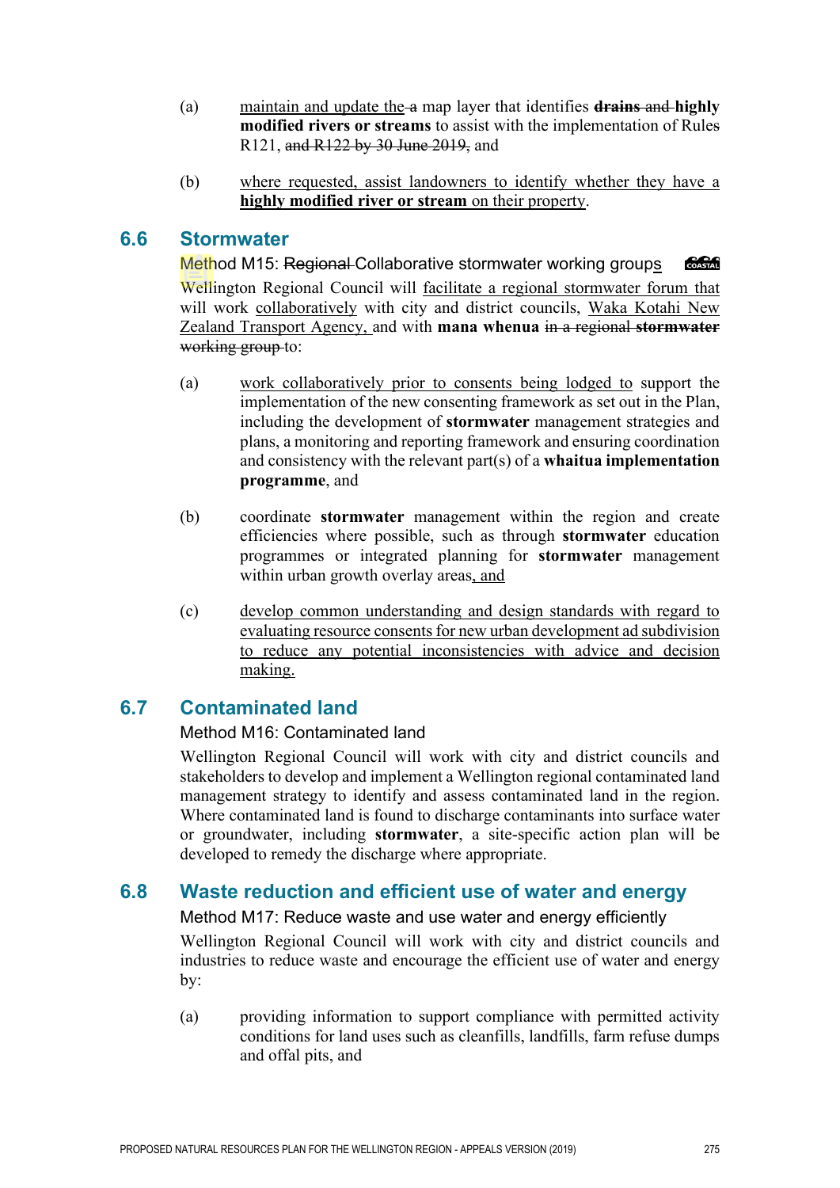(a) maintain and update the a map layer that identifies **drains and highly modified rivers or streams** to assist with the implementation of Rules R121, and R122 by 30 June 2019, and

(b) where requested, assist landowners to identify whether they have a **highly modified river or stream** on their property.

## 6.6 Stormwater

Method M15: Regional Collaborative stormwater working groups

Wellington Regional Council will facilitate a regional stormwater forum that will work collaboratively with city and district councils, Waka Kotahi New Zealand Transport Agency, and with **mana whenua** in a regional **stormwater** working group to:

(a) work collaboratively prior to consents being lodged to support the implementation of the new consenting framework as set out in the Plan, including the development of **stormwater** management strategies and plans, a monitoring and reporting framework and ensuring coordination and consistency with the relevant part(s) of a **whaitua implementation programme**, and

(b) coordinate **stormwater** management within the region and create efficiencies where possible, such as through **stormwater** education programmes or integrated planning for **stormwater** management within urban growth overlay areas, and

(c) develop common understanding and design standards with regard to evaluating resource consents for new urban development ad subdivision to reduce any potential inconsistencies with advice and decision making.

## 6.7 Contaminated land

Method M16: Contaminated land

Wellington Regional Council will work with city and district councils and stakeholders to develop and implement a Wellington regional contaminated land management strategy to identify and assess contaminated land in the region. Where contaminated land is found to discharge contaminants into surface water or groundwater, including **stormwater**, a site-specific action plan will be developed to remedy the discharge where appropriate.

## 6.8 Waste reduction and efficient use of water and energy

Method M17: Reduce waste and use water and energy efficiently

Wellington Regional Council will work with city and district councils and industries to reduce waste and encourage the efficient use of water and energy by:

(a) providing information to support compliance with permitted activity conditions for land uses such as cleanfills, landfills, farm refuse dumps and offal pits, and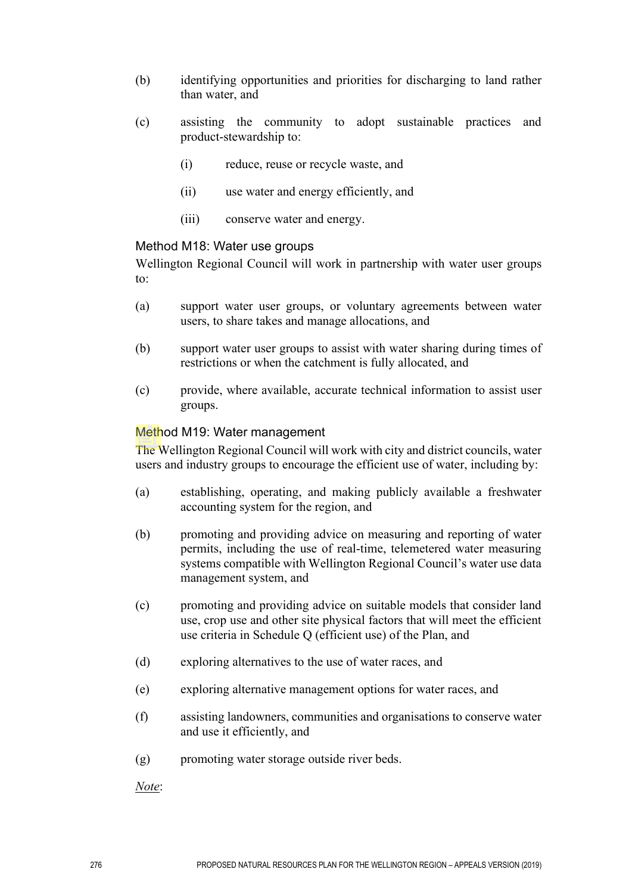(b) identifying opportunities and priorities for discharging to land rather than water, and

(c) assisting the community to adopt sustainable practices and product-stewardship to:

  (i) reduce, reuse or recycle waste, and

  (ii) use water and energy efficiently, and

  (iii) conserve water and energy.

### Method M18: Water use groups

Wellington Regional Council will work in partnership with water user groups to:

(a) support water user groups, or voluntary agreements between water users, to share takes and manage allocations, and

(b) support water user groups to assist with water sharing during times of restrictions or when the catchment is fully allocated, and

(c) provide, where available, accurate technical information to assist user groups.

### Method M19: Water management

The Wellington Regional Council will work with city and district councils, water users and industry groups to encourage the efficient use of water, including by:

(a) establishing, operating, and making publicly available a freshwater accounting system for the region, and

(b) promoting and providing advice on measuring and reporting of water permits, including the use of real-time, telemetered water measuring systems compatible with Wellington Regional Council's water use data management system, and

(c) promoting and providing advice on suitable models that consider land use, crop use and other site physical factors that will meet the efficient use criteria in Schedule Q (efficient use) of the Plan, and

(d) exploring alternatives to the use of water races, and

(e) exploring alternative management options for water races, and

(f) assisting landowners, communities and organisations to conserve water and use it efficiently, and

(g) promoting water storage outside river beds.

*Note*: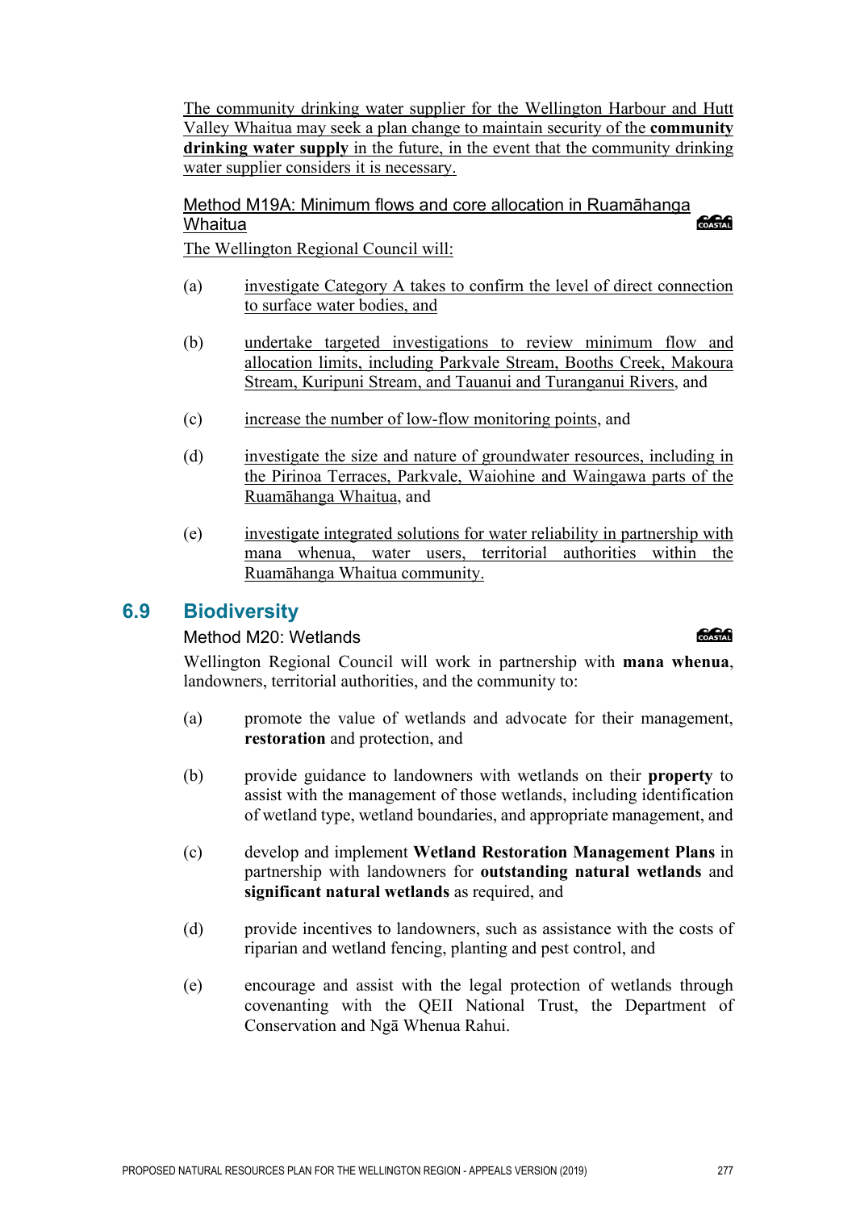The community drinking water supplier for the Wellington Harbour and Hutt Valley Whaitua may seek a plan change to maintain security of the **community drinking water supply** in the future, in the event that the community drinking water supplier considers it is necessary.

### Method M19A: Minimum flows and core allocation in Ruamāhanga Whaitua

COASTAL

The Wellington Regional Council will:

(a) investigate Category A takes to confirm the level of direct connection to surface water bodies, and

(b) undertake targeted investigations to review minimum flow and allocation limits, including Parkvale Stream, Booths Creek, Makoura Stream, Kuripuni Stream, and Tauanui and Turanganui Rivers, and

(c) increase the number of low-flow monitoring points, and

(d) investigate the size and nature of groundwater resources, including in the Pirinoa Terraces, Parkvale, Waiohine and Waingawa parts of the Ruamāhanga Whaitua, and

(e) investigate integrated solutions for water reliability in partnership with mana whenua, water users, territorial authorities within the Ruamāhanga Whaitua community.

## 6.9 Biodiversity

### Method M20: Wetlands

COASTAL

Wellington Regional Council will work in partnership with **mana whenua**, landowners, territorial authorities, and the community to:

(a) promote the value of wetlands and advocate for their management, **restoration** and protection, and

(b) provide guidance to landowners with wetlands on their **property** to assist with the management of those wetlands, including identification of wetland type, wetland boundaries, and appropriate management, and

(c) develop and implement **Wetland Restoration Management Plans** in partnership with landowners for **outstanding natural wetlands** and **significant natural wetlands** as required, and

(d) provide incentives to landowners, such as assistance with the costs of riparian and wetland fencing, planting and pest control, and

(e) encourage and assist with the legal protection of wetlands through covenanting with the QEII National Trust, the Department of Conservation and Ngā Whenua Rahui.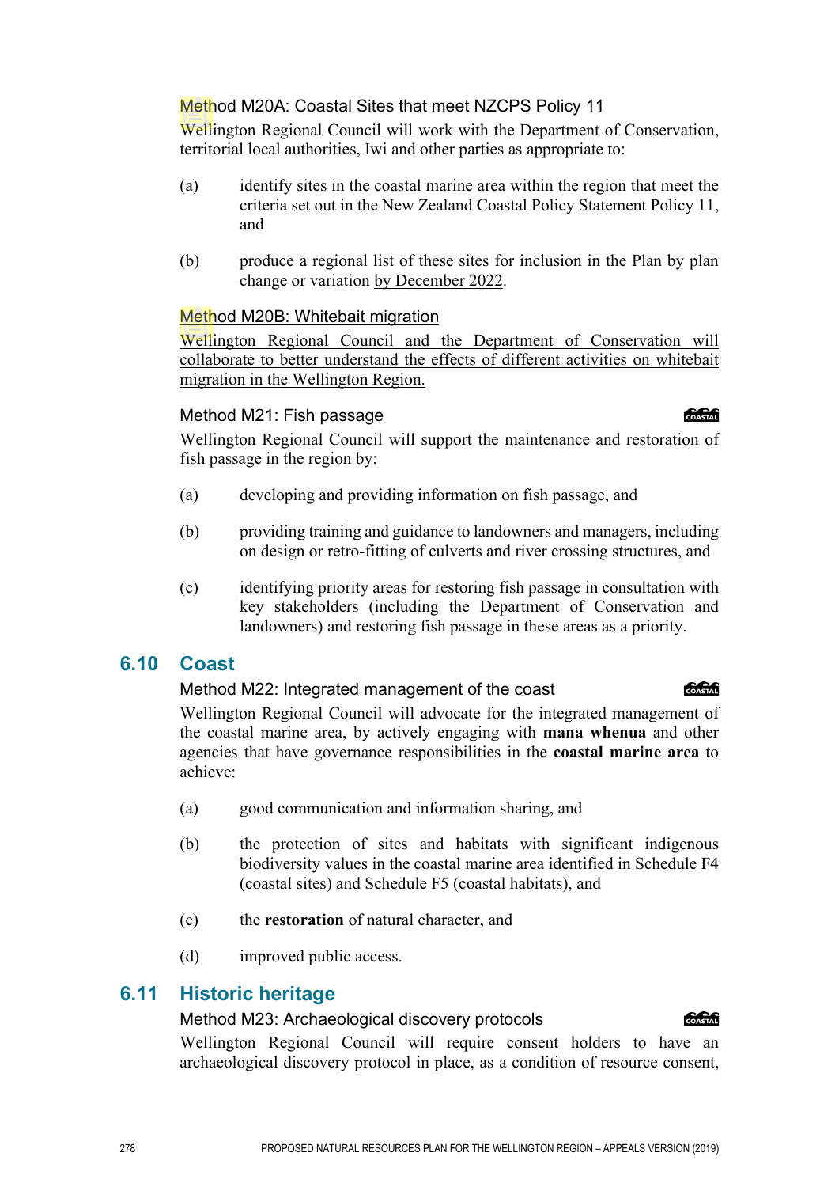### Method M20A: Coastal Sites that meet NZCPS Policy 11

Wellington Regional Council will work with the Department of Conservation, territorial local authorities, Iwi and other parties as appropriate to:

(a) identify sites in the coastal marine area within the region that meet the criteria set out in the New Zealand Coastal Policy Statement Policy 11, and

(b) produce a regional list of these sites for inclusion in the Plan by plan change or variation by December 2022.

### Method M20B: Whitebait migration

Wellington Regional Council and the Department of Conservation will collaborate to better understand the effects of different activities on whitebait migration in the Wellington Region.

### Method M21: Fish passage

Wellington Regional Council will support the maintenance and restoration of fish passage in the region by:

(a) developing and providing information on fish passage, and

(b) providing training and guidance to landowners and managers, including on design or retro-fitting of culverts and river crossing structures, and

(c) identifying priority areas for restoring fish passage in consultation with key stakeholders (including the Department of Conservation and landowners) and restoring fish passage in these areas as a priority.

## 6.10 Coast

### Method M22: Integrated management of the coast

Wellington Regional Council will advocate for the integrated management of the coastal marine area, by actively engaging with **mana whenua** and other agencies that have governance responsibilities in the **coastal marine area** to achieve:

(a) good communication and information sharing, and

(b) the protection of sites and habitats with significant indigenous biodiversity values in the coastal marine area identified in Schedule F4 (coastal sites) and Schedule F5 (coastal habitats), and

(c) the **restoration** of natural character, and

(d) improved public access.

## 6.11 Historic heritage

### Method M23: Archaeological discovery protocols

Wellington Regional Council will require consent holders to have an archaeological discovery protocol in place, as a condition of resource consent,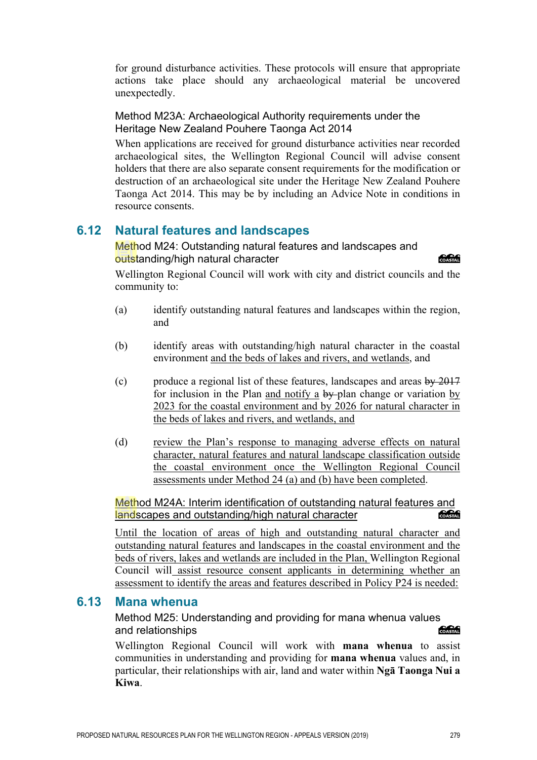for ground disturbance activities. These protocols will ensure that appropriate actions take place should any archaeological material be uncovered unexpectedly.

#### Method M23A: Archaeological Authority requirements under the Heritage New Zealand Pouhere Taonga Act 2014

When applications are received for ground disturbance activities near recorded archaeological sites, the Wellington Regional Council will advise consent holders that there are also separate consent requirements for the modification or destruction of an archaeological site under the Heritage New Zealand Pouhere Taonga Act 2014. This may be by including an Advice Note in conditions in resource consents.

## 6.12 Natural features and landscapes

#### Method M24: Outstanding natural features and landscapes and outstanding/high natural character

COASTAL

Wellington Regional Council will work with city and district councils and the community to:

(a) identify outstanding natural features and landscapes within the region, and

(b) identify areas with outstanding/high natural character in the coastal environment <u>and the beds of lakes and rivers, and wetlands</u>, and

(c) produce a regional list of these features, landscapes and areas ~~by 2017~~ for inclusion in the Plan <u>and notify a</u> ~~by~~ plan change or variation <u>by 2023 for the coastal environment and by 2026 for natural character in the beds of lakes and rivers, and wetlands, and</u>

(d) <u>review the Plan's response to managing adverse effects on natural character, natural features and natural landscape classification outside the coastal environment once the Wellington Regional Council assessments under Method 24 (a) and (b) have been completed</u>.

#### <u>Method M24A: Interim identification of outstanding natural features and landscapes and outstanding/high natural character</u>

COASTAL

<u>Until the location of areas of high and outstanding natural character and outstanding natural features and landscapes in the coastal environment and the beds of rivers, lakes and wetlands are included in the Plan,</u> Wellington Regional Council will <u>assist resource consent applicants in determining whether an assessment to identify the areas and features described in Policy P24 is needed:</u>

## 6.13 Mana whenua

#### Method M25: Understanding and providing for mana whenua values and relationships

COASTAL

Wellington Regional Council will work with **mana whenua** to assist communities in understanding and providing for **mana whenua** values and, in particular, their relationships with air, land and water within **Ngā Taonga Nui a Kiwa**.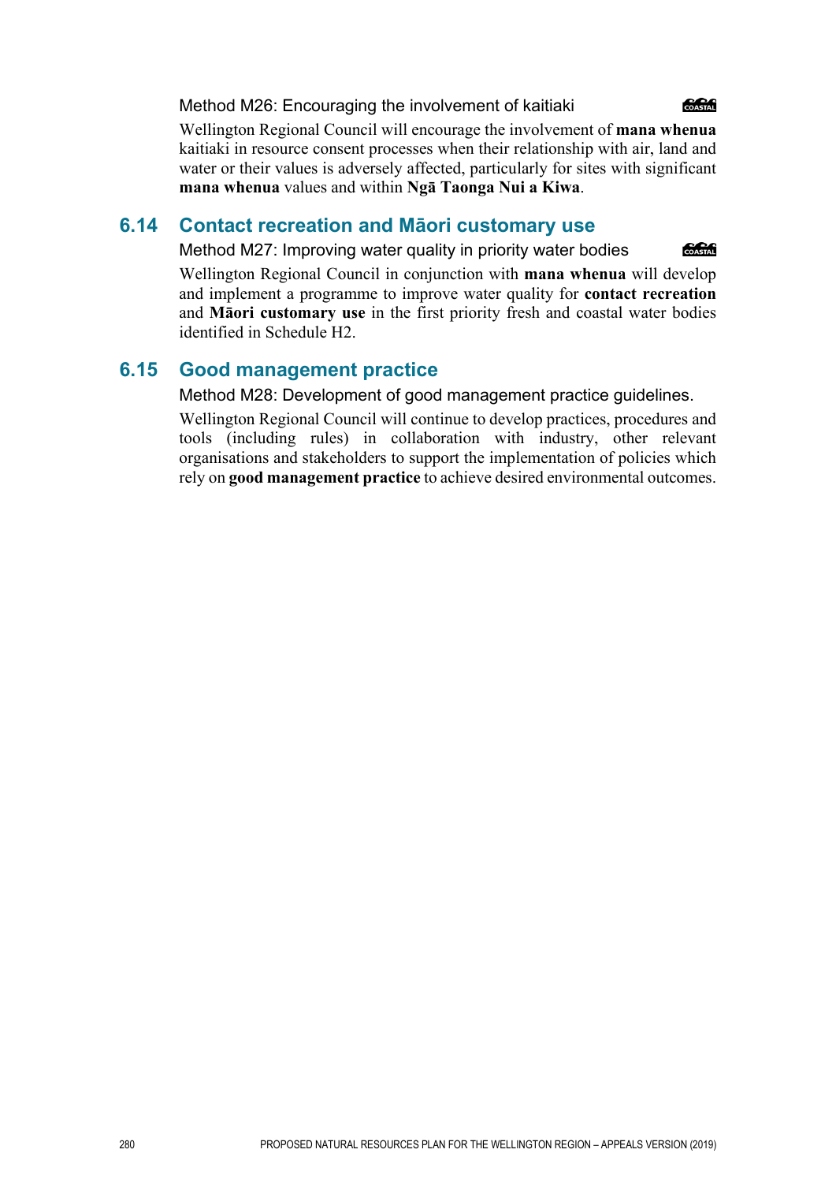Method M26: Encouraging the involvement of kaitiaki

Wellington Regional Council will encourage the involvement of **mana whenua** kaitiaki in resource consent processes when their relationship with air, land and water or their values is adversely affected, particularly for sites with significant **mana whenua** values and within **Ngā Taonga Nui a Kiwa**.

## 6.14 Contact recreation and Māori customary use

Method M27: Improving water quality in priority water bodies

Wellington Regional Council in conjunction with **mana whenua** will develop and implement a programme to improve water quality for **contact recreation** and **Māori customary use** in the first priority fresh and coastal water bodies identified in Schedule H2.

## 6.15 Good management practice

Method M28: Development of good management practice guidelines.

Wellington Regional Council will continue to develop practices, procedures and tools (including rules) in collaboration with industry, other relevant organisations and stakeholders to support the implementation of policies which rely on **good management practice** to achieve desired environmental outcomes.